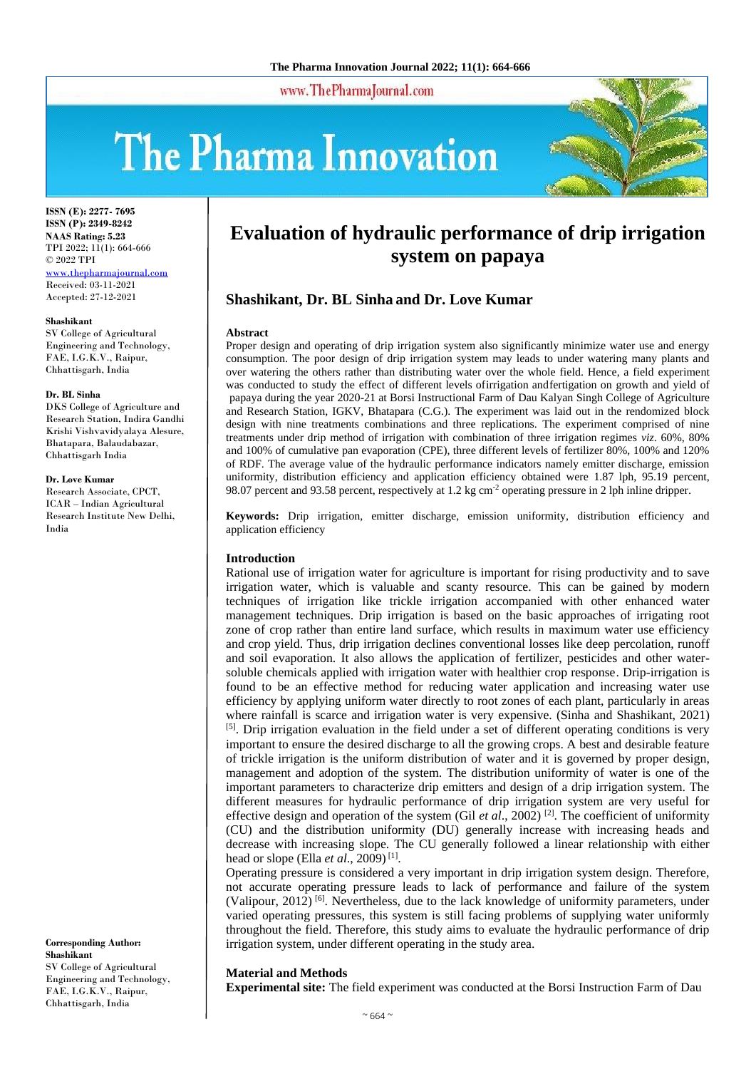# Evaluation of hydraulic performance of drip irrigation system on papaya

## Shashikant, Dr. BL Sinha and Dr. Love Kumar

**ISSN (E): 2277- 7695**
**ISSN (P): 2349-8242**
**NAAS Rating: 5.23**
TPI 2022; 11(1): 664-666
© 2022 TPI
www.thepharmajournal.com
Received: 03-11-2021
Accepted: 27-12-2021

**Shashikant**
SV College of Agricultural Engineering and Technology, FAE, I.G.K.V., Raipur, Chhattisgarh, India

**Dr. BL Sinha**
DKS College of Agriculture and Research Station, Indira Gandhi Krishi Vishvavidyalaya Alesure, Bhatapara, Balaudabazar, Chhattisgarh India

**Dr. Love Kumar**
Research Associate, CPCT, ICAR – Indian Agricultural Research Institute New Delhi, India

**Corresponding Author:**
**Shashikant**
SV College of Agricultural Engineering and Technology, FAE, I.G.K.V., Raipur, Chhattisgarh, India

### Abstract

Proper design and operating of drip irrigation system also significantly minimize water use and energy consumption. The poor design of drip irrigation system may leads to under watering many plants and over watering the others rather than distributing water over the whole field. Hence, a field experiment was conducted to study the effect of different levels ofirrigation andfertigation on growth and yield of papaya during the year 2020-21 at Borsi Instructional Farm of Dau Kalyan Singh College of Agriculture and Research Station, IGKV, Bhatapara (C.G.). The experiment was laid out in the rendomized block design with nine treatments combinations and three replications. The experiment comprised of nine treatments under drip method of irrigation with combination of three irrigation regimes *viz*. 60%, 80% and 100% of cumulative pan evaporation (CPE), three different levels of fertilizer 80%, 100% and 120% of RDF. The average value of the hydraulic performance indicators namely emitter discharge, emission uniformity, distribution efficiency and application efficiency obtained were 1.87 lph, 95.19 percent, 98.07 percent and 93.58 percent, respectively at 1.2 kg cm$^{-2}$ operating pressure in 2 lph inline dripper.

**Keywords:** Drip irrigation, emitter discharge, emission uniformity, distribution efficiency and application efficiency

### Introduction

Rational use of irrigation water for agriculture is important for rising productivity and to save irrigation water, which is valuable and scanty resource. This can be gained by modern techniques of irrigation like trickle irrigation accompanied with other enhanced water management techniques. Drip irrigation is based on the basic approaches of irrigating root zone of crop rather than entire land surface, which results in maximum water use efficiency and crop yield. Thus, drip irrigation declines conventional losses like deep percolation, runoff and soil evaporation. It also allows the application of fertilizer, pesticides and other water-soluble chemicals applied with irrigation water with healthier crop response. Drip-irrigation is found to be an effective method for reducing water application and increasing water use efficiency by applying uniform water directly to root zones of each plant, particularly in areas where rainfall is scarce and irrigation water is very expensive. (Sinha and Shashikant, 2021) [5]. Drip irrigation evaluation in the field under a set of different operating conditions is very important to ensure the desired discharge to all the growing crops. A best and desirable feature of trickle irrigation is the uniform distribution of water and it is governed by proper design, management and adoption of the system. The distribution uniformity of water is one of the important parameters to characterize drip emitters and design of a drip irrigation system. The different measures for hydraulic performance of drip irrigation system are very useful for effective design and operation of the system (Gil *et al*., 2002) [2]. The coefficient of uniformity (CU) and the distribution uniformity (DU) generally increase with increasing heads and decrease with increasing slope. The CU generally followed a linear relationship with either head or slope (Ella *et al*., 2009) [1].

Operating pressure is considered a very important in drip irrigation system design. Therefore, not accurate operating pressure leads to lack of performance and failure of the system (Valipour, 2012) [6]. Nevertheless, due to the lack knowledge of uniformity parameters, under varied operating pressures, this system is still facing problems of supplying water uniformly throughout the field. Therefore, this study aims to evaluate the hydraulic performance of drip irrigation system, under different operating in the study area.

### Material and Methods

**Experimental site:** The field experiment was conducted at the Borsi Instruction Farm of Dau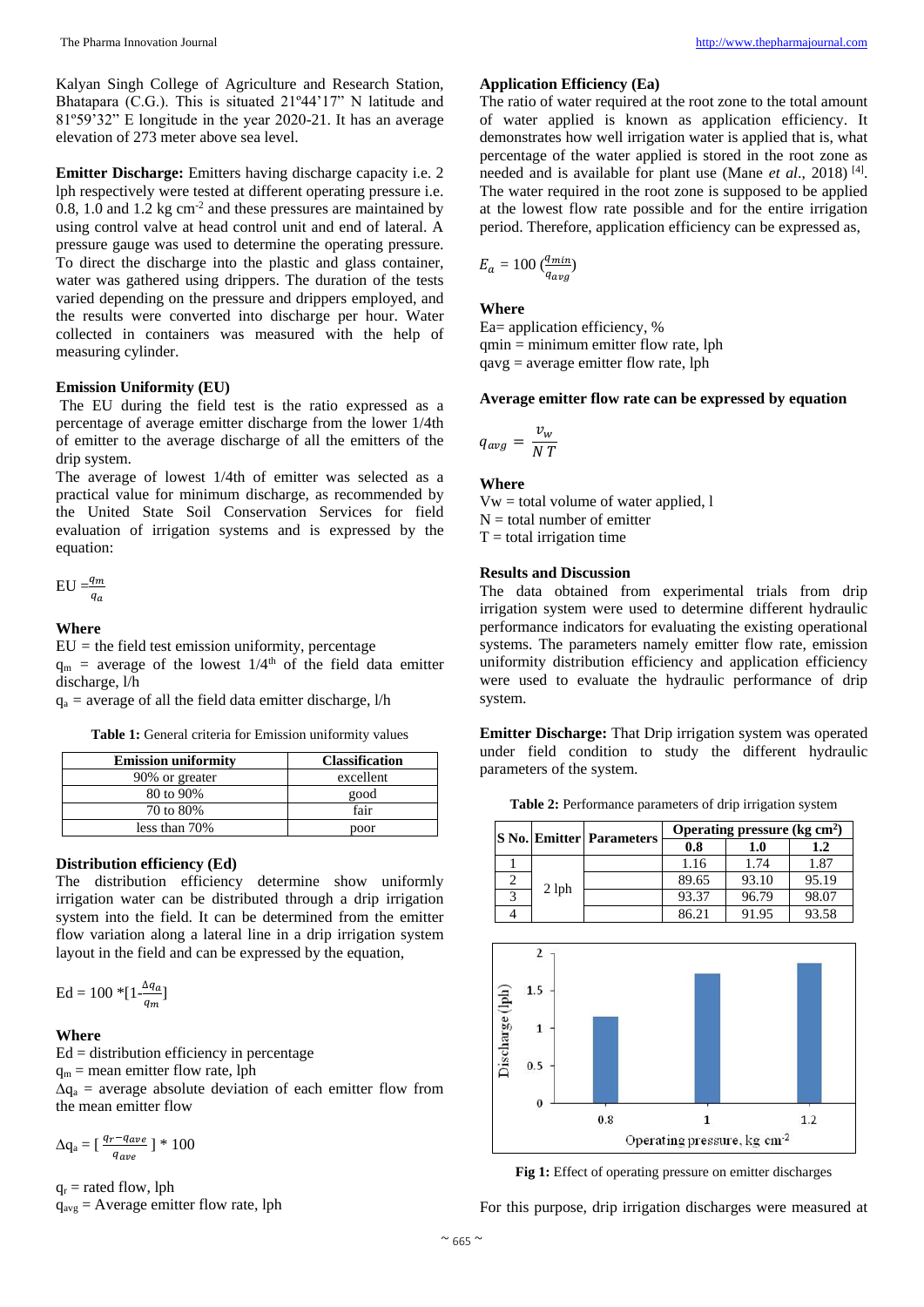Kalyan Singh College of Agriculture and Research Station, Bhatapara (C.G.). This is situated 21º44'17" N latitude and 81º59'32" E longitude in the year 2020-21. It has an average elevation of 273 meter above sea level.

**Emitter Discharge:** Emitters having discharge capacity i.e. 2 lph respectively were tested at different operating pressure i.e. 0.8, 1.0 and 1.2 kg cm$^{-2}$ and these pressures are maintained by using control valve at head control unit and end of lateral. A pressure gauge was used to determine the operating pressure. To direct the discharge into the plastic and glass container, water was gathered using drippers. The duration of the tests varied depending on the pressure and drippers employed, and the results were converted into discharge per hour. Water collected in containers was measured with the help of measuring cylinder.

### Emission Uniformity (EU)

The EU during the field test is the ratio expressed as a percentage of average emitter discharge from the lower 1/4th of emitter to the average discharge of all the emitters of the drip system.

The average of lowest 1/4th of emitter was selected as a practical value for minimum discharge, as recommended by the United State Soil Conservation Services for field evaluation of irrigation systems and is expressed by the equation:

$$EU = \frac{q_m}{q_a}$$

**Where**

EU = the field test emission uniformity, percentage

$q_m$ = average of the lowest 1/4$^{th}$ of the field data emitter discharge, l/h

$q_a$ = average of all the field data emitter discharge, l/h

**Table 1:** General criteria for Emission uniformity values

| Emission uniformity | Classification |
|---|---|
| 90% or greater | excellent |
| 80 to 90% | good |
| 70 to 80% | fair |
| less than 70% | poor |

### Distribution efficiency (Ed)

The distribution efficiency determine show uniformly irrigation water can be distributed through a drip irrigation system into the field. It can be determined from the emitter flow variation along a lateral line in a drip irrigation system layout in the field and can be expressed by the equation,

$$Ed = 100 * [1 - \frac{\Delta q_a}{q_m}]$$

**Where**

Ed = distribution efficiency in percentage

$q_m$ = mean emitter flow rate, lph

$\Delta q_a$ = average absolute deviation of each emitter flow from the mean emitter flow

$$\Delta q_a = [\frac{q_r - q_{ave}}{q_{ave}}] * 100$$

$q_r$ = rated flow, lph

$q_{avg}$ = Average emitter flow rate, lph

### Application Efficiency (Ea)

The ratio of water required at the root zone to the total amount of water applied is known as application efficiency. It demonstrates how well irrigation water is applied that is, what percentage of the water applied is stored in the root zone as needed and is available for plant use (Mane *et al*., 2018) [4]. The water required in the root zone is supposed to be applied at the lowest flow rate possible and for the entire irrigation period. Therefore, application efficiency can be expressed as,

$$E_a = 100 \left(\frac{q_{min}}{q_{avg}}\right)$$

**Where**

Ea= application efficiency, %

qmin = minimum emitter flow rate, lph

qavg = average emitter flow rate, lph

**Average emitter flow rate can be expressed by equation**

$$q_{avg} = \frac{v_w}{N\,T}$$

**Where**

Vw = total volume of water applied, l

N = total number of emitter

T = total irrigation time

### Results and Discussion

The data obtained from experimental trials from drip irrigation system were used to determine different hydraulic performance indicators for evaluating the existing operational systems. The parameters namely emitter flow rate, emission uniformity distribution efficiency and application efficiency were used to evaluate the hydraulic performance of drip system.

**Emitter Discharge:** That Drip irrigation system was operated under field condition to study the different hydraulic parameters of the system.

**Table 2:** Performance parameters of drip irrigation system

| S No. | Emitter | Parameters | Operating pressure (kg cm$^2$) | | |
|---|---|---|---|---|---|
| | | | 0.8 | 1.0 | 1.2 |
| 1 | 2 lph | | 1.16 | 1.74 | 1.87 |
| 2 | | | 89.65 | 93.10 | 95.19 |
| 3 | | | 93.37 | 96.79 | 98.07 |
| 4 | | | 86.21 | 91.95 | 93.58 |

**Fig 1:** Effect of operating pressure on emitter discharges

For this purpose, drip irrigation discharges were measured at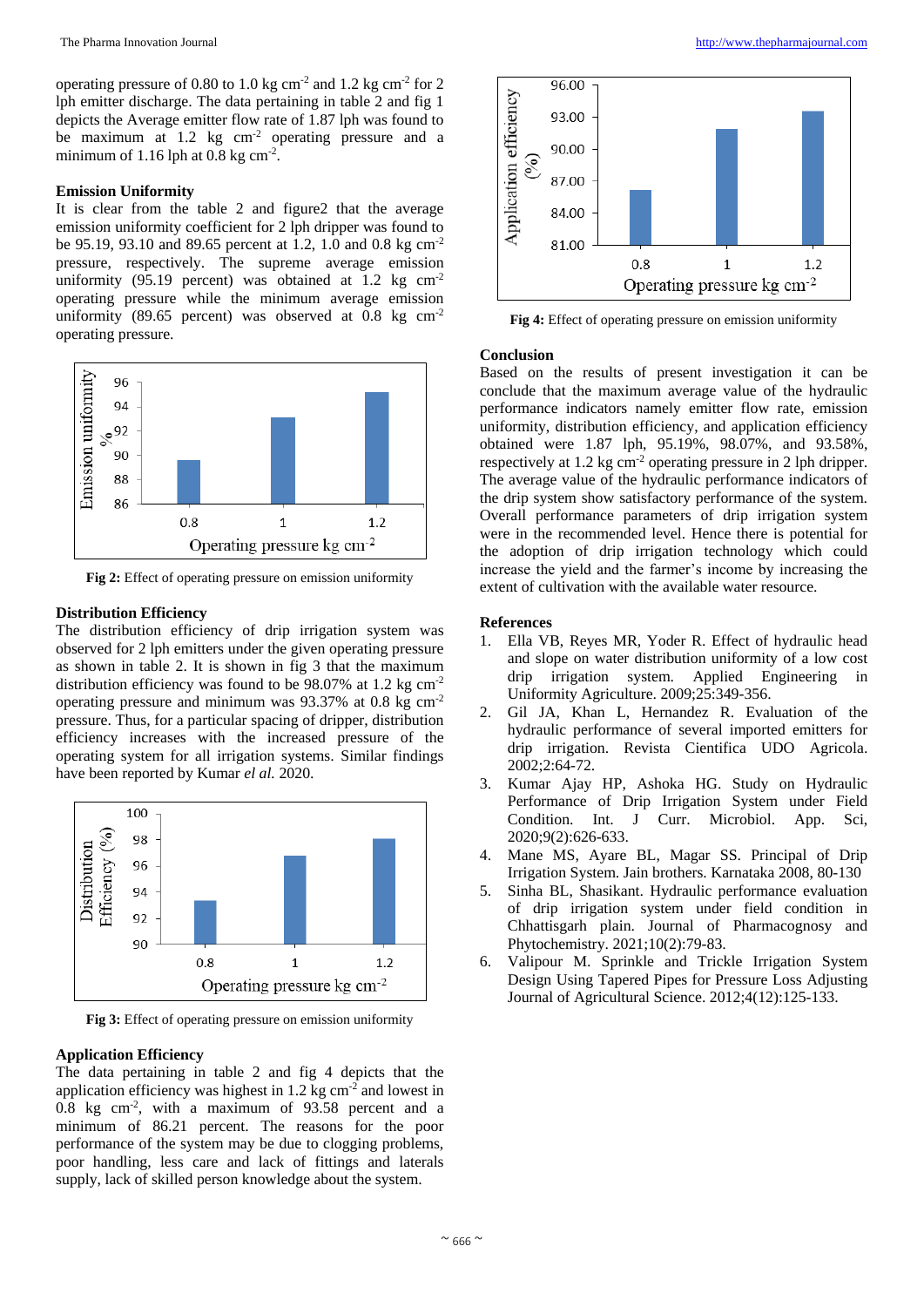operating pressure of 0.80 to 1.0 kg cm$^{-2}$ and 1.2 kg cm$^{-2}$ for 2 lph emitter discharge. The data pertaining in table 2 and fig 1 depicts the Average emitter flow rate of 1.87 lph was found to be maximum at 1.2 kg cm$^{-2}$ operating pressure and a minimum of 1.16 lph at 0.8 kg cm$^{-2}$.

**Emission Uniformity**

It is clear from the table 2 and figure2 that the average emission uniformity coefficient for 2 lph dripper was found to be 95.19, 93.10 and 89.65 percent at 1.2, 1.0 and 0.8 kg cm$^{-2}$ pressure, respectively. The supreme average emission uniformity (95.19 percent) was obtained at 1.2 kg cm$^{-2}$ operating pressure while the minimum average emission uniformity (89.65 percent) was observed at 0.8 kg cm$^{-2}$ operating pressure.

Emission uniformity %
96
94
92
90
88
86
0.8
1
1.2
Operating pressure kg cm$^{-2}$

**Fig 2:** Effect of operating pressure on emission uniformity

**Distribution Efficiency**

The distribution efficiency of drip irrigation system was observed for 2 lph emitters under the given operating pressure as shown in table 2. It is shown in fig 3 that the maximum distribution efficiency was found to be 98.07% at 1.2 kg cm$^{-2}$ operating pressure and minimum was 93.37% at 0.8 kg cm$^{-2}$ pressure. Thus, for a particular spacing of dripper, distribution efficiency increases with the increased pressure of the operating system for all irrigation systems. Similar findings have been reported by Kumar *el al.* 2020.

Distribution Efficiency (%)
100
98
96
94
92
90
0.8
1
1.2
Operating pressure kg cm$^{-2}$

**Fig 3:** Effect of operating pressure on emission uniformity

**Application Efficiency**

The data pertaining in table 2 and fig 4 depicts that the application efficiency was highest in 1.2 kg cm$^{-2}$ and lowest in 0.8 kg cm$^{-2}$, with a maximum of 93.58 percent and a minimum of 86.21 percent. The reasons for the poor performance of the system may be due to clogging problems, poor handling, less care and lack of fittings and laterals supply, lack of skilled person knowledge about the system.

Application efficiency (%)
96.00
93.00
90.00
87.00
84.00
81.00
0.8
1
1.2
Operating pressure kg cm$^{-2}$

**Fig 4:** Effect of operating pressure on emission uniformity

**Conclusion**

Based on the results of present investigation it can be conclude that the maximum average value of the hydraulic performance indicators namely emitter flow rate, emission uniformity, distribution efficiency, and application efficiency obtained were 1.87 lph, 95.19%, 98.07%, and 93.58%, respectively at 1.2 kg cm$^{-2}$ operating pressure in 2 lph dripper. The average value of the hydraulic performance indicators of the drip system show satisfactory performance of the system. Overall performance parameters of drip irrigation system were in the recommended level. Hence there is potential for the adoption of drip irrigation technology which could increase the yield and the farmer's income by increasing the extent of cultivation with the available water resource.

**References**

1. Ella VB, Reyes MR, Yoder R. Effect of hydraulic head and slope on water distribution uniformity of a low cost drip irrigation system. Applied Engineering in Uniformity Agriculture. 2009;25:349-356.
2. Gil JA, Khan L, Hernandez R. Evaluation of the hydraulic performance of several imported emitters for drip irrigation. Revista Cientifica UDO Agricola. 2002;2:64-72.
3. Kumar Ajay HP, Ashoka HG. Study on Hydraulic Performance of Drip Irrigation System under Field Condition. Int. J Curr. Microbiol. App. Sci, 2020;9(2):626-633.
4. Mane MS, Ayare BL, Magar SS. Principal of Drip Irrigation System. Jain brothers. Karnataka 2008, 80-130
5. Sinha BL, Shasikant. Hydraulic performance evaluation of drip irrigation system under field condition in Chhattisgarh plain. Journal of Pharmacognosy and Phytochemistry. 2021;10(2):79-83.
6. Valipour M. Sprinkle and Trickle Irrigation System Design Using Tapered Pipes for Pressure Loss Adjusting Journal of Agricultural Science. 2012;4(12):125-133.